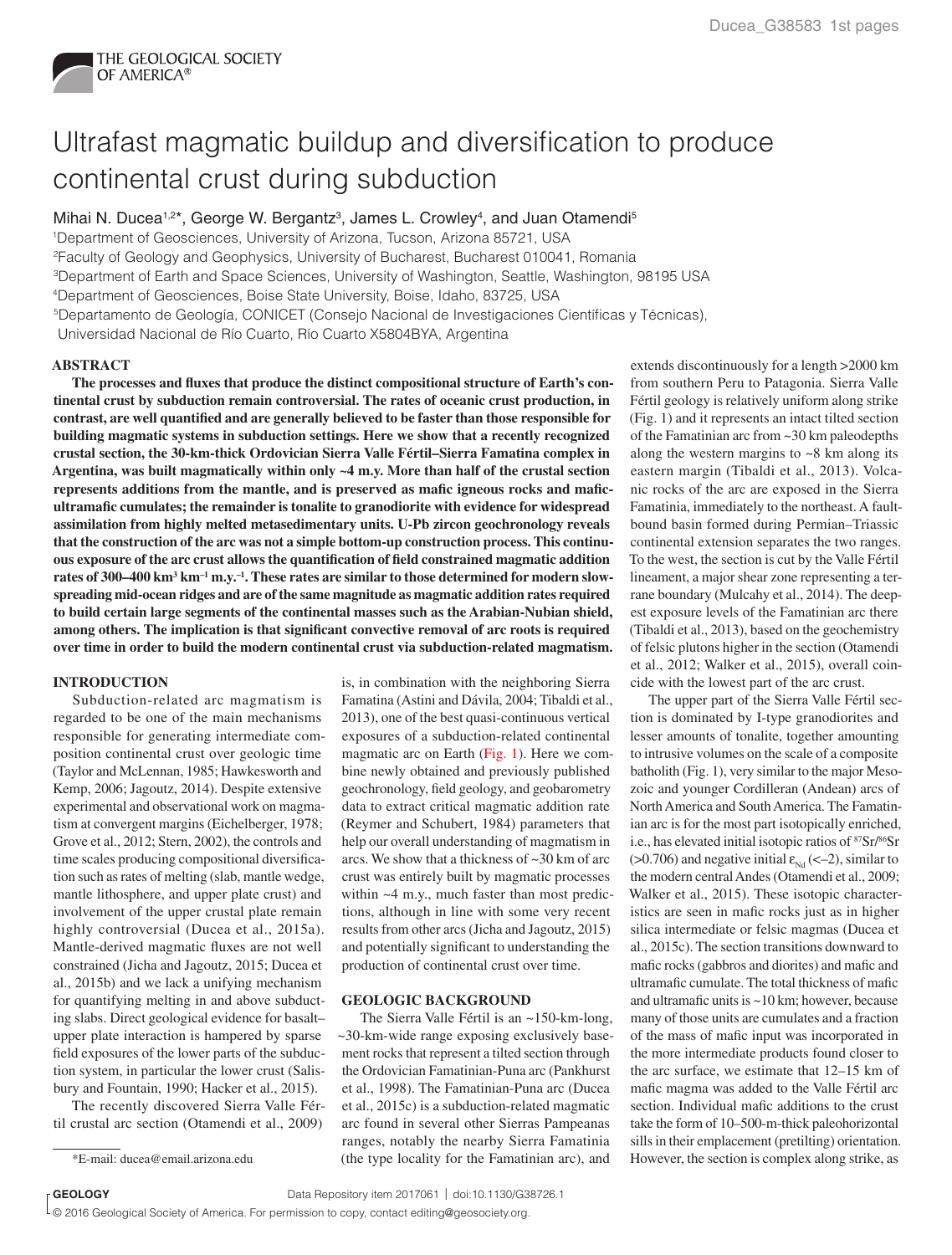# Ultrafast magmatic buildup and diversification to produce continental crust during subduction

Mihai N. Ducea[1,2]*, George W. Bergantz[3], James L. Crowley[4], and Juan Otamendi[5]

[1]Department of Geosciences, University of Arizona, Tucson, Arizona 85721, USA
[2]Faculty of Geology and Geophysics, University of Bucharest, Bucharest 010041, Romania
[3]Department of Earth and Space Sciences, University of Washington, Seattle, Washington, 98195 USA
[4]Department of Geosciences, Boise State University, Boise, Idaho, 83725, USA
[5]Departamento de Geología, CONICET (Consejo Nacional de Investigaciones Científicas y Técnicas), Universidad Nacional de Río Cuarto, Río Cuarto X5804BYA, Argentina

## ABSTRACT

**The processes and fluxes that produce the distinct compositional structure of Earth's continental crust by subduction remain controversial. The rates of oceanic crust production, in contrast, are well quantified and are generally believed to be faster than those responsible for building magmatic systems in subduction settings. Here we show that a recently recognized crustal section, the 30-km-thick Ordovician Sierra Valle Fértil–Sierra Famatina complex in Argentina, was built magmatically within only ~4 m.y. More than half of the crustal section represents additions from the mantle, and is preserved as mafic igneous rocks and mafic-ultramafic cumulates; the remainder is tonalite to granodiorite with evidence for widespread assimilation from highly melted metasedimentary units. U-Pb zircon geochronology reveals that the construction of the arc was not a simple bottom-up construction process. This continuous exposure of the arc crust allows the quantification of field constrained magmatic addition rates of 300–400 km$^3$ km$^{-1}$ m.y.$^{-1}$. These rates are similar to those determined for modern slow-spreading mid-ocean ridges and are of the same magnitude as magmatic addition rates required to build certain large segments of the continental masses such as the Arabian-Nubian shield, among others. The implication is that significant convective removal of arc roots is required over time in order to build the modern continental crust via subduction-related magmatism.**

## INTRODUCTION

Subduction-related arc magmatism is regarded to be one of the main mechanisms responsible for generating intermediate composition continental crust over geologic time (Taylor and McLennan, 1985; Hawkesworth and Kemp, 2006; Jagoutz, 2014). Despite extensive experimental and observational work on magmatism at convergent margins (Eichelberger, 1978; Grove et al., 2012; Stern, 2002), the controls and time scales producing compositional diversification such as rates of melting (slab, mantle wedge, mantle lithosphere, and upper plate crust) and involvement of the upper crustal plate remain highly controversial (Ducea et al., 2015a). Mantle-derived magmatic fluxes are not well constrained (Jicha and Jagoutz, 2015; Ducea et al., 2015b) and we lack a unifying mechanism for quantifying melting in and above subducting slabs. Direct geological evidence for basalt–upper plate interaction is hampered by sparse field exposures of the lower parts of the subduction system, in particular the lower crust (Salisbury and Fountain, 1990; Hacker et al., 2015).

The recently discovered Sierra Valle Fértil crustal arc section (Otamendi et al., 2009) is, in combination with the neighboring Sierra Famatina (Astini and Dávila, 2004; Tibaldi et al., 2013), one of the best quasi-continuous vertical exposures of a subduction-related continental magmatic arc on Earth (Fig. 1). Here we combine newly obtained and previously published geochronology, field geology, and geobarometry data to extract critical magmatic addition rate (Reymer and Schubert, 1984) parameters that help our overall understanding of magmatism in arcs. We show that a thickness of ~30 km of arc crust was entirely built by magmatic processes within ~4 m.y., much faster than most predictions, although in line with some very recent results from other arcs (Jicha and Jagoutz, 2015) and potentially significant to understanding the production of continental crust over time.

## GEOLOGIC BACKGROUND

The Sierra Valle Fértil is an ~150-km-long, ~30-km-wide range exposing exclusively basement rocks that represent a tilted section through the Ordovician Famatinian-Puna arc (Pankhurst et al., 1998). The Famatinian-Puna arc (Ducea et al., 2015c) is a subduction-related magmatic arc found in several other Sierras Pampeanas ranges, notably the nearby Sierra Famatina (the type locality for the Famatinian arc), and extends discontinuously for a length >2000 km from southern Peru to Patagonia. Sierra Valle Fértil geology is relatively uniform along strike (Fig. 1) and it represents an intact tilted section of the Famatinian arc from ~30 km paleodepths along the western margins to ~8 km along its eastern margin (Tibaldi et al., 2013). Volcanic rocks of the arc are exposed in the Sierra Famatinia, immediately to the northeast. A fault-bound basin formed during Permian–Triassic continental extension separates the two ranges. To the west, the section is cut by the Valle Fértil lineament, a major shear zone representing a terrane boundary (Mulcahy et al., 2014). The deepest exposure levels of the Famatinian arc there (Tibaldi et al., 2013), based on the geochemistry of felsic plutons higher in the section (Otamendi et al., 2012; Walker et al., 2015), overall coincide with the lowest part of the arc crust.

The upper part of the Sierra Valle Fértil section is dominated by I-type granodiorites and lesser amounts of tonalite, together amounting to intrusive volumes on the scale of a composite batholith (Fig. 1), very similar to the major Mesozoic and younger Cordilleran (Andean) arcs of North America and South America. The Famatinian arc is for the most part isotopically enriched, i.e., has elevated initial isotopic ratios of $^{87}Sr/^{86}Sr$ (>0.706) and negative initial $\varepsilon_{Nd}$ (<–2), similar to the modern central Andes (Otamendi et al., 2009; Walker et al., 2015). These isotopic characteristics are seen in mafic rocks just as in higher silica intermediate or felsic magmas (Ducea et al., 2015c). The section transitions downward to mafic rocks (gabbros and diorites) and mafic and ultramafic cumulate. The total thickness of mafic and ultramafic units is ~10 km; however, because many of those units are cumulates and a fraction of the mass of mafic input was incorporated in the more intermediate products found closer to the arc surface, we estimate that 12–15 km of mafic magma was added to the Valle Fértil arc section. Individual mafic additions to the crust take the form of 10–500-m-thick paleohorizontal sills in their emplacement (pretilting) orientation. However, the section is complex along strike, as

*E-mail: ducea@email.arizona.edu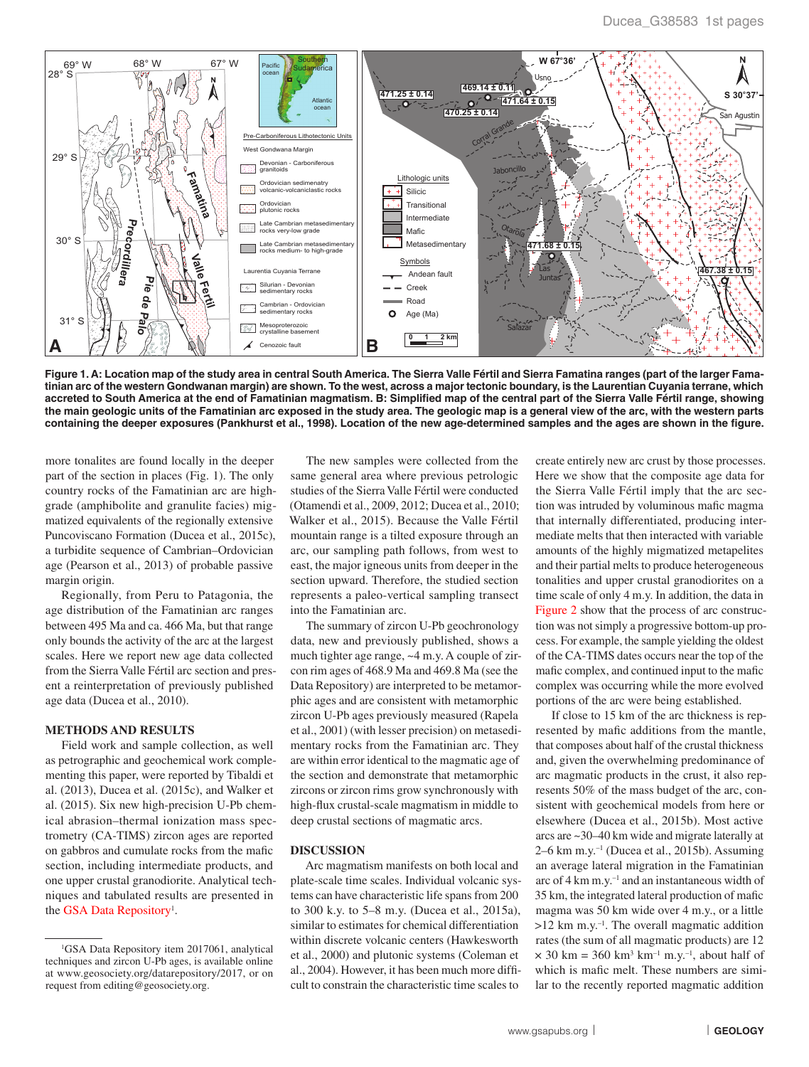**Figure 1. A: Location map of the study area in central South America. The Sierra Valle Fértil and Sierra Famatina ranges (part of the larger Famatinian arc of the western Gondwanan margin) are shown. To the west, across a major tectonic boundary, is the Laurentian Cuyania terrane, which accreted to South America at the end of Famatinian magmatism. B: Simplified map of the central part of the Sierra Valle Fértil range, showing the main geologic units of the Famatinian arc exposed in the study area. The geologic map is a general view of the arc, with the western parts containing the deeper exposures (Pankhurst et al., 1998). Location of the new age-determined samples and the ages are shown in the figure.**

more tonalites are found locally in the deeper part of the section in places (Fig. 1). The only country rocks of the Famatinian arc are high-grade (amphibolite and granulite facies) migmatized equivalents of the regionally extensive Puncoviscano Formation (Ducea et al., 2015c), a turbidite sequence of Cambrian–Ordovician age (Pearson et al., 2013) of probable passive margin origin.

Regionally, from Peru to Patagonia, the age distribution of the Famatinian arc ranges between 495 Ma and ca. 466 Ma, but that range only bounds the activity of the arc at the largest scales. Here we report new age data collected from the Sierra Valle Fértil arc section and present a reinterpretation of previously published age data (Ducea et al., 2010).

## METHODS AND RESULTS

Field work and sample collection, as well as petrographic and geochemical work complementing this paper, were reported by Tibaldi et al. (2013), Ducea et al. (2015c), and Walker et al. (2015). Six new high-precision U-Pb chemical abrasion–thermal ionization mass spectrometry (CA-TIMS) zircon ages are reported on gabbros and cumulate rocks from the mafic section, including intermediate products, and one upper crustal granodiorite. Analytical techniques and tabulated results are presented in the GSA Data Repository[1].

The new samples were collected from the same general area where previous petrologic studies of the Sierra Valle Fértil were conducted (Otamendi et al., 2009, 2012; Ducea et al., 2010; Walker et al., 2015). Because the Valle Fértil mountain range is a tilted exposure through an arc, our sampling path follows, from west to east, the major igneous units from deeper in the section upward. Therefore, the studied section represents a paleo-vertical sampling transect into the Famatinian arc.

The summary of zircon U-Pb geochronology data, new and previously published, shows a much tighter age range, ~4 m.y. A couple of zircon rim ages of 468.9 Ma and 469.8 Ma (see the Data Repository) are interpreted to be metamorphic ages and are consistent with metamorphic zircon U-Pb ages previously measured (Rapela et al., 2001) (with lesser precision) on metasedimentary rocks from the Famatinian arc. They are within error identical to the magmatic age of the section and demonstrate that metamorphic zircons or zircon rims grow synchronously with high-flux crustal-scale magmatism in middle to deep crustal sections of magmatic arcs.

## DISCUSSION

Arc magmatism manifests on both local and plate-scale time scales. Individual volcanic systems can have characteristic life spans from 200 to 300 k.y. to 5–8 m.y. (Ducea et al., 2015a), similar to estimates for chemical differentiation within discrete volcanic centers (Hawkesworth et al., 2000) and plutonic systems (Coleman et al., 2004). However, it has been much more difficult to constrain the characteristic time scales to create entirely new arc crust by those processes. Here we show that the composite age data for the Sierra Valle Fértil imply that the arc section was intruded by voluminous mafic magma that internally differentiated, producing intermediate melts that then interacted with variable amounts of the highly migmatized metapelites and their partial melts to produce heterogeneous tonalities and upper crustal granodiorites on a time scale of only 4 m.y. In addition, the data in Figure 2 show that the process of arc construction was not simply a progressive bottom-up process. For example, the sample yielding the oldest of the CA-TIMS dates occurs near the top of the mafic complex, and continued input to the mafic complex was occurring while the more evolved portions of the arc were being established.

If close to 15 km of the arc thickness is represented by mafic additions from the mantle, that composes about half of the crustal thickness and, given the overwhelming predominance of arc magmatic products in the crust, it also represents 50% of the mass budget of the arc, consistent with geochemical models from here or elsewhere (Ducea et al., 2015b). Most active arcs are ~30–40 km wide and migrate laterally at 2–6 km m.y.$^{-1}$ (Ducea et al., 2015b). Assuming an average lateral migration in the Famatinian arc of 4 km m.y.$^{-1}$ and an instantaneous width of 35 km, the integrated lateral production of mafic magma was 50 km wide over 4 m.y., or a little >12 km m.y.$^{-1}$. The overall magmatic addition rates (the sum of all magmatic products) are 12 × 30 km = 360 km$^3$ km$^{-1}$ m.y.$^{-1}$, about half of which is mafic melt. These numbers are similar to the recently reported magmatic addition

[1] GSA Data Repository item 2017061, analytical techniques and zircon U-Pb ages, is available online at www.geosociety.org/datarepository/2017, or on request from editing@geosociety.org.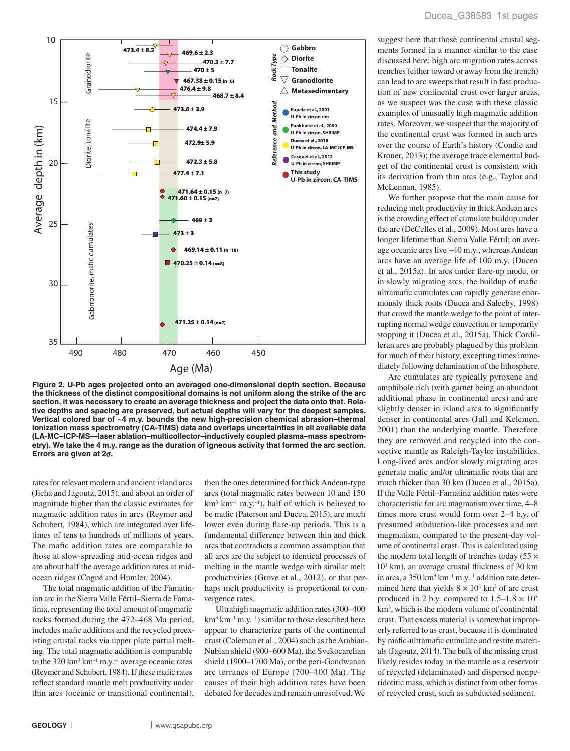**Figure 2. U-Pb ages projected onto an averaged one-dimensional depth section. Because the thickness of the distinct compositional domains is not uniform along the strike of the arc section, it was necessary to create an average thickness and project the data onto that. Relative depths and spacing are preserved, but actual depths will vary for the deepest samples. Vertical colored bar of ~4 m.y. bounds the new high-precision chemical abrasion–thermal ionization mass spectrometry (CA-TIMS) data and overlaps uncertainties in all available data (LA-MC-ICP-MS—laser ablation–multicollector–inductively coupled plasma–mass spectrometry). We take the 4 m.y. range as the duration of igneous activity that formed the arc section. Errors are given at 2σ.**

rates for relevant modern and ancient island arcs (Jicha and Jagoutz, 2015), and about an order of magnitude higher than the classic estimates for magmatic addition rates in arcs (Reymer and Schubert, 1984), which are integrated over lifetimes of tens to hundreds of millions of years. The mafic addition rates are comparable to those at slow-spreading mid-ocean ridges and are about half the average addition rates at mid-ocean ridges (Cogné and Humler, 2004).

The total magmatic addition of the Famatinian arc in the Sierra Valle Fértil–Sierra de Famatinia, representing the total amount of magmatic rocks formed during the 472–468 Ma period, includes mafic additions and the recycled preexisting crustal rocks via upper plate partial melting. The total magmatic addition is comparable to the 320 $km^3$ $km^{-1}$ $m.y.^{-1}$ average oceanic rates (Reymer and Schubert, 1984). If these mafic rates reflect standard mantle melt productivity under thin arcs (oceanic or transitional continental), then the ones determined for thick Andean-type arcs (total magmatic rates between 10 and 150 $km^3$ $km^{-1}$ $m.y.^{-1}$), half of which is believed to be mafic (Paterson and Ducea, 2015), are much lower even during flare-up periods. This is a fundamental difference between thin and thick arcs that contradicts a common assumption that all arcs are the subject to identical processes of melting in the mantle wedge with similar melt productivities (Grove et al., 2012), or that perhaps melt productivity is proportional to convergence rates.

Ultrahigh magmatic addition rates (300–400 $km^3$ $km^{-1}$ $m.y.^{-1}$) similar to those described here appear to characterize parts of the continental crust (Coleman et al., 2004) such as the Arabian-Nubian shield (900–600 Ma), the Svekocarelian shield (1900–1700 Ma), or the peri-Gondwanan arc terranes of Europe (700–400 Ma). The causes of their high addition rates have been debated for decades and remain unresolved. We suggest here that those continental crustal segments formed in a manner similar to the case discussed here: high arc migration rates across trenches (either toward or away from the trench) can lead to arc sweeps that result in fast production of new continental crust over larger areas, as we suspect was the case with these classic examples of unusually high magmatic addition rates. Moreover, we suspect that the majority of the continental crust was formed in such arcs over the course of Earth's history (Condie and Kroner, 2013); the average trace elemental budget of the continental crust is consistent with its derivation from thin arcs (e.g., Taylor and McLennan, 1985).

We further propose that the main cause for reducing melt productivity in thick Andean arcs is the crowding effect of cumulate buildup under the arc (DeCelles et al., 2009). Most arcs have a longer lifetime than Sierra Valle Fértil; on average oceanic arcs live ~40 m.y., whereas Andean arcs have an average life of 100 m.y. (Ducea et al., 2015a). In arcs under flare-up mode, or in slowly migrating arcs, the buildup of mafic ultramafic cumulates can rapidly generate enormously thick roots (Ducea and Saleeby, 1998) that crowd the mantle wedge to the point of interrupting normal wedge convection or temporarily stopping it (Ducea et al., 2015a). Thick Cordilleran arcs are probably plagued by this problem for much of their history, excepting times immediately following delamination of the lithosphere.

Arc cumulates are typically pyroxene and amphibole rich (with garnet being an abundant additional phase in continental arcs) and are slightly denser in island arcs to significantly denser in continental arcs (Jull and Kelemen, 2001) than the underlying mantle. Therefore they are removed and recycled into the convective mantle as Raleigh-Taylor instabilities. Long-lived arcs and/or slowly migrating arcs generate mafic and/or ultramafic roots that are much thicker than 30 km (Ducea et al., 2015a). If the Valle Fértil–Famatina addition rates were characteristic for arc magmatism over time, 4–8 times more crust would form over 2–4 b.y. of presumed subduction-like processes and arc magmatism, compared to the present-day volume of continental crust. This is calculated using the modern total length of trenches today (55 × $10^3$ km), an average crustal thickness of 30 km in arcs, a 350 $km^3$ $km^{-1}$ $m.y.^{-1}$ addition rate determined here that yields 8 × $10^8$ $km^3$ of arc crust produced in 2 b.y. compared to 1.5–1.8 × $10^8$ $km^3$, which is the modern volume of continental crust. That excess material is somewhat improperly referred to as crust, because it is dominated by mafic-ultramafic cumulate and restite materials (Jagoutz, 2014). The bulk of the missing crust likely resides today in the mantle as a reservoir of recycled (delaminated) and dispersed nonperidotitic mass, which is distinct from other forms of recycled crust, such as subducted sediment.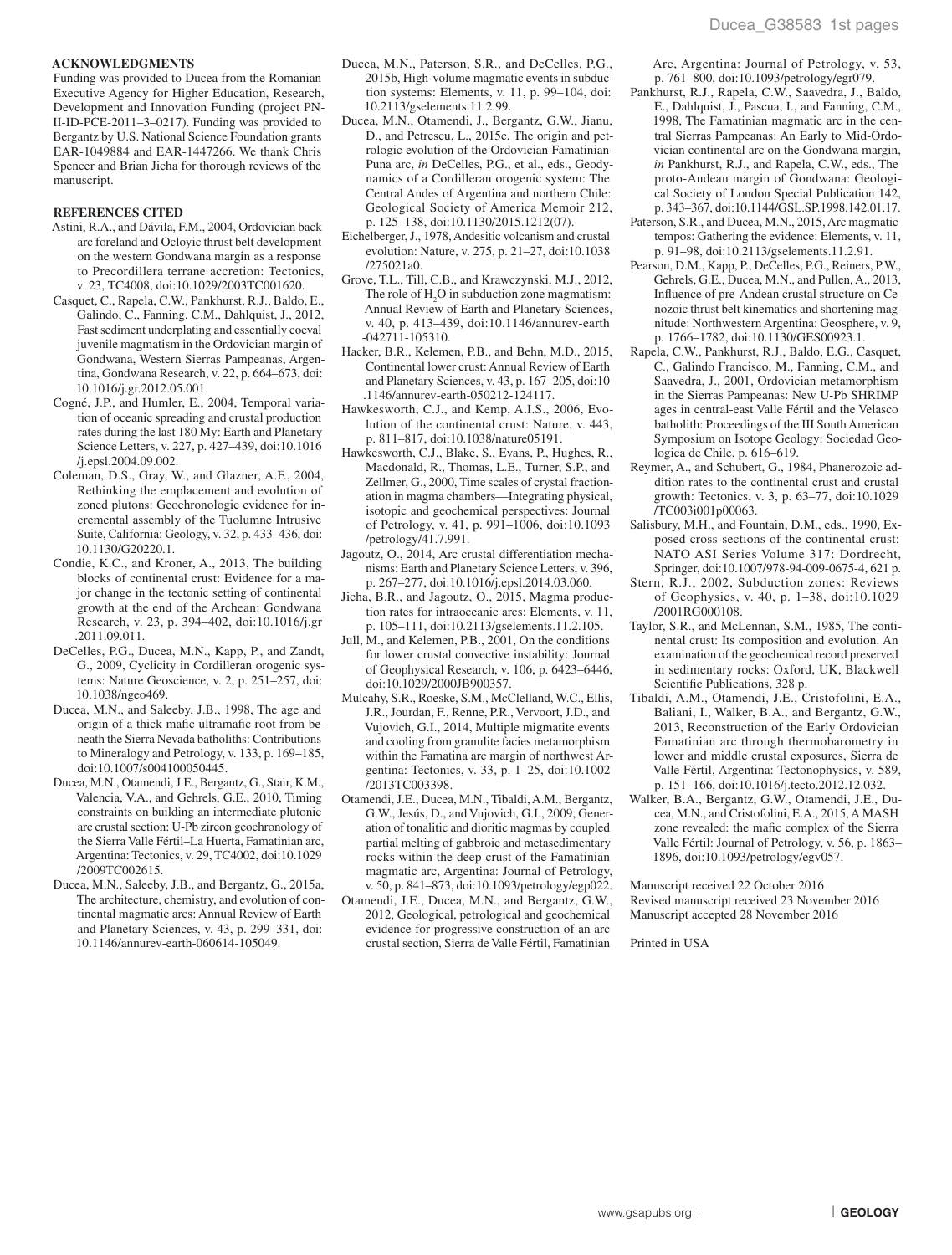## ACKNOWLEDGMENTS

Funding was provided to Ducea from the Romanian Executive Agency for Higher Education, Research, Development and Innovation Funding (project PN-II-ID-PCE-2011–3–0217). Funding was provided to Bergantz by U.S. National Science Foundation grants EAR-1049884 and EAR-1447266. We thank Chris Spencer and Brian Jicha for thorough reviews of the manuscript.

## REFERENCES CITED

Astini, R.A., and Dávila, F.M., 2004, Ordovician back arc foreland and Ocloyic thrust belt development on the western Gondwana margin as a response to Precordillera terrane accretion: Tectonics, v. 23, TC4008, doi:10.1029/2003TC001620.

Casquet, C., Rapela, C.W., Pankhurst, R.J., Baldo, E., Galindo, C., Fanning, C.M., Dahlquist, J., 2012, Fast sediment underplating and essentially coeval juvenile magmatism in the Ordovician margin of Gondwana, Western Sierras Pampeanas, Argentina, Gondwana Research, v. 22, p. 664–673, doi:10.1016/j.gr.2012.05.001.

Cogné, J.P., and Humler, E., 2004, Temporal variation of oceanic spreading and crustal production rates during the last 180 My: Earth and Planetary Science Letters, v. 227, p. 427–439, doi:10.1016/j.epsl.2004.09.002.

Coleman, D.S., Gray, W., and Glazner, A.F., 2004, Rethinking the emplacement and evolution of zoned plutons: Geochronologic evidence for incremental assembly of the Tuolumne Intrusive Suite, California: Geology, v. 32, p. 433–436, doi:10.1130/G20220.1.

Condie, K.C., and Kroner, A., 2013, The building blocks of continental crust: Evidence for a major change in the tectonic setting of continental growth at the end of the Archean: Gondwana Research, v. 23, p. 394–402, doi:10.1016/j.gr.2011.09.011.

DeCelles, P.G., Ducea, M.N., Kapp, P., and Zandt, G., 2009, Cyclicity in Cordilleran orogenic systems: Nature Geoscience, v. 2, p. 251–257, doi:10.1038/ngeo469.

Ducea, M.N., and Saleeby, J.B., 1998, The age and origin of a thick mafic ultramafic root from beneath the Sierra Nevada batholiths: Contributions to Mineralogy and Petrology, v. 133, p. 169–185, doi:10.1007/s004100050445.

Ducea, M.N., Otamendi, J.E., Bergantz, G., Stair, K.M., Valencia, V.A., and Gehrels, G.E., 2010, Timing constraints on building an intermediate plutonic arc crustal section: U-Pb zircon geochronology of the Sierra Valle Fértil–La Huerta, Famatinian arc, Argentina: Tectonics, v. 29, TC4002, doi:10.1029/2009TC002615.

Ducea, M.N., Saleeby, J.B., and Bergantz, G., 2015a, The architecture, chemistry, and evolution of continental magmatic arcs: Annual Review of Earth and Planetary Sciences, v. 43, p. 299–331, doi:10.1146/annurev-earth-060614-105049.

Ducea, M.N., Paterson, S.R., and DeCelles, P.G., 2015b, High-volume magmatic events in subduction systems: Elements, v. 11, p. 99–104, doi:10.2113/gselements.11.2.99.

Ducea, M.N., Otamendi, J., Bergantz, G.W., Jianu, D., and Petrescu, L., 2015c, The origin and petrologic evolution of the Ordovician Famatinian-Puna arc, *in* DeCelles, P.G., et al., eds., Geodynamics of a Cordilleran orogenic system: The Central Andes of Argentina and northern Chile: Geological Society of America Memoir 212, p. 125–138, doi:10.1130/2015.1212(07).

Eichelberger, J., 1978, Andesitic volcanism and crustal evolution: Nature, v. 275, p. 21–27, doi:10.1038/275021a0.

Grove, T.L., Till, C.B., and Krawczynski, M.J., 2012, The role of $H_2O$ in subduction zone magmatism: Annual Review of Earth and Planetary Sciences, v. 40, p. 413–439, doi:10.1146/annurev-earth-042711-105310.

Hacker, B.R., Kelemen, P.B., and Behn, M.D., 2015, Continental lower crust: Annual Review of Earth and Planetary Sciences, v. 43, p. 167–205, doi:10.1146/annurev-earth-050212-124117.

Hawkesworth, C.J., and Kemp, A.I.S., 2006, Evolution of the continental crust: Nature, v. 443, p. 811–817, doi:10.1038/nature05191.

Hawkesworth, C.J., Blake, S., Evans, P., Hughes, R., Macdonald, R., Thomas, L.E., Turner, S.P., and Zellmer, G., 2000, Time scales of crystal fractionation in magma chambers—Integrating physical, isotopic and geochemical perspectives: Journal of Petrology, v. 41, p. 991–1006, doi:10.1093/petrology/41.7.991.

Jagoutz, O., 2014, Arc crustal differentiation mechanisms: Earth and Planetary Science Letters, v. 396, p. 267–277, doi:10.1016/j.epsl.2014.03.060.

Jicha, B.R., and Jagoutz, O., 2015, Magma production rates for intraoceanic arcs: Elements, v. 11, p. 105–111, doi:10.2113/gselements.11.2.105.

Jull, M., and Kelemen, P.B., 2001, On the conditions for lower crustal convective instability: Journal of Geophysical Research, v. 106, p. 6423–6446, doi:10.1029/2000JB900357.

Mulcahy, S.R., Roeske, S.M., McClelland, W.C., Ellis, J.R., Jourdan, F., Renne, P.R., Vervoort, J.D., and Vujovich, G.I., 2014, Multiple migmatite events and cooling from granulite facies metamorphism within the Famatina arc margin of northwest Argentina: Tectonics, v. 33, p. 1–25, doi:10.1002/2013TC003398.

Otamendi, J.E., Ducea, M.N., Tibaldi, A.M., Bergantz, G.W., Jesús, D., and Vujovich, G.I., 2009, Generation of tonalitic and dioritic magmas by coupled partial melting of gabbroic and metasedimentary rocks within the deep crust of the Famatinian magmatic arc, Argentina: Journal of Petrology, v. 50, p. 841–873, doi:10.1093/petrology/egp022.

Otamendi, J.E., Ducea, M.N., and Bergantz, G.W., 2012, Geological, petrological and geochemical evidence for progressive construction of an arc crustal section, Sierra de Valle Fértil, Famatinian Arc, Argentina: Journal of Petrology, v. 53, p. 761–800, doi:10.1093/petrology/egr079.

Pankhurst, R.J., Rapela, C.W., Saavedra, J., Baldo, E., Dahlquist, J., Pascua, I., and Fanning, C.M., 1998, The Famatinian magmatic arc in the central Sierras Pampeanas: An Early to Mid-Ordovician continental arc on the Gondwana margin, *in* Pankhurst, R.J., and Rapela, C.W., eds., The proto-Andean margin of Gondwana: Geological Society of London Special Publication 142, p. 343–367, doi:10.1144/GSL.SP.1998.142.01.17.

Paterson, S.R., and Ducea, M.N., 2015, Arc magmatic tempos: Gathering the evidence: Elements, v. 11, p. 91–98, doi:10.2113/gselements.11.2.91.

Pearson, D.M., Kapp, P., DeCelles, P.G., Reiners, P.W., Gehrels, G.E., Ducea, M.N., and Pullen, A., 2013, Influence of pre-Andean crustal structure on Cenozoic thrust belt kinematics and shortening magnitude: Northwestern Argentina: Geosphere, v. 9, p. 1766–1782, doi:10.1130/GES00923.1.

Rapela, C.W., Pankhurst, R.J., Baldo, E.G., Casquet, C., Galindo Francisco, M., Fanning, C.M., and Saavedra, J., 2001, Ordovician metamorphism in the Sierras Pampeanas: New U-Pb SHRIMP ages in central-east Valle Fértil and the Velasco batholith: Proceedings of the III South American Symposium on Isotope Geology: Sociedad Geologica de Chile, p. 616–619.

Reymer, A., and Schubert, G., 1984, Phanerozoic addition rates to the continental crust and crustal growth: Tectonics, v. 3, p. 63–77, doi:10.1029/TC003i001p00063.

Salisbury, M.H., and Fountain, D.M., eds., 1990, Exposed cross-sections of the continental crust: NATO ASI Series Volume 317: Dordrecht, Springer, doi:10.1007/978-94-009-0675-4, 621 p.

Stern, R.J., 2002, Subduction zones: Reviews of Geophysics, v. 40, p. 1–38, doi:10.1029/2001RG000108.

Taylor, S.R., and McLennan, S.M., 1985, The continental crust: Its composition and evolution. An examination of the geochemical record preserved in sedimentary rocks: Oxford, UK, Blackwell Scientific Publications, 328 p.

Tibaldi, A.M., Otamendi, J.E., Cristofolini, E.A., Baliani, I., Walker, B.A., and Bergantz, G.W., 2013, Reconstruction of the Early Ordovician Famatinian arc through thermobarometry in lower and middle crustal exposures, Sierra de Valle Fértil, Argentina: Tectonophysics, v. 589, p. 151–166, doi:10.1016/j.tecto.2012.12.032.

Walker, B.A., Bergantz, G.W., Otamendi, J.E., Ducea, M.N., and Cristofolini, E.A., 2015, A MASH zone revealed: the mafic complex of the Sierra Valle Fértil: Journal of Petrology, v. 56, p. 1863–1896, doi:10.1093/petrology/egv057.

Manuscript received 22 October 2016
Revised manuscript received 23 November 2016
Manuscript accepted 28 November 2016

Printed in USA